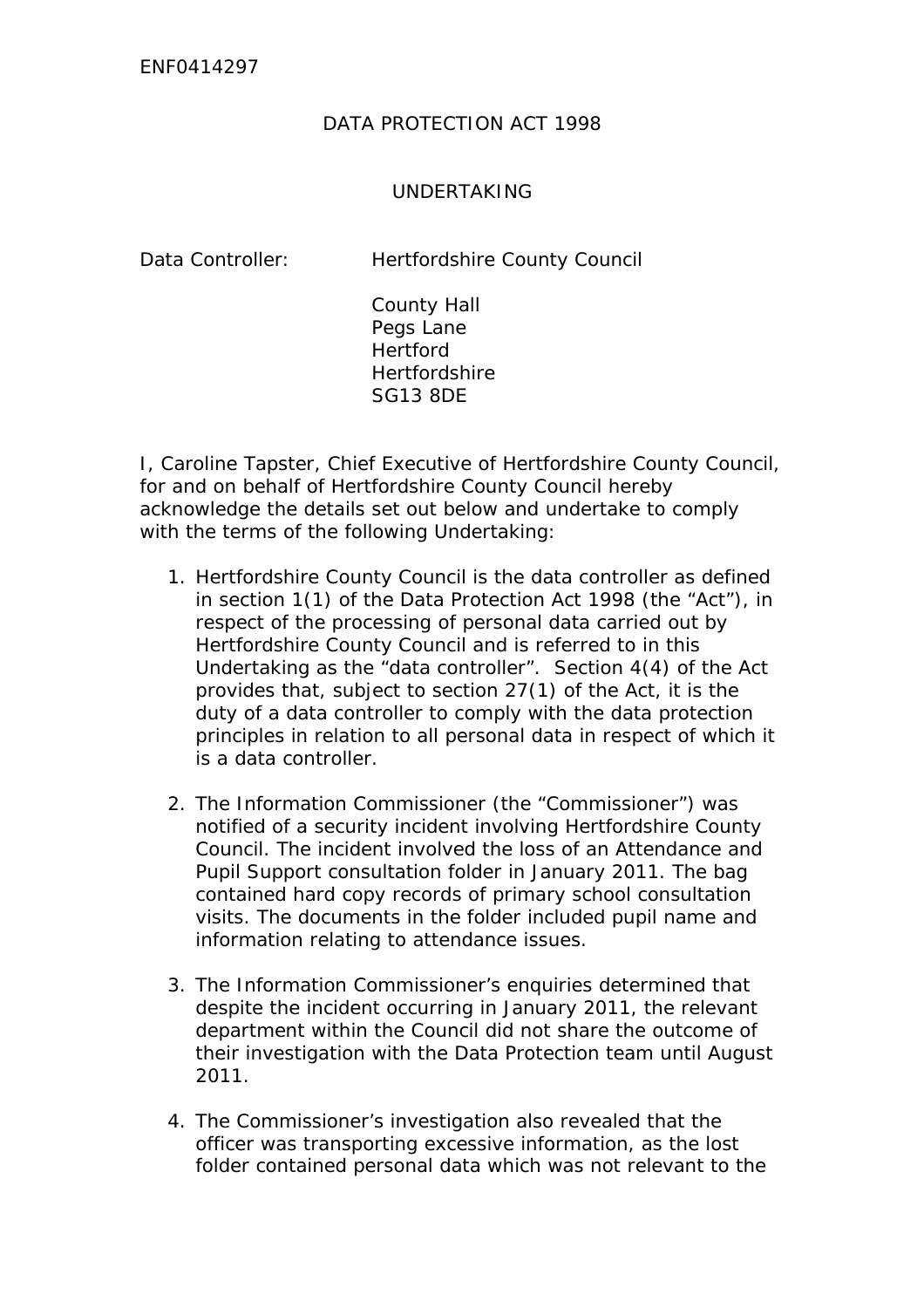ENF0414297

# DATA PROTECTION ACT 1998

## UNDERTAKING

Data Controller: Hertfordshire County Council

County Hall
Pegs Lane
Hertford
Hertfordshire
SG13 8DE

I, Caroline Tapster, Chief Executive of Hertfordshire County Council, for and on behalf of Hertfordshire County Council hereby acknowledge the details set out below and undertake to comply with the terms of the following Undertaking:

1. Hertfordshire County Council is the data controller as defined in section 1(1) of the Data Protection Act 1998 (the "Act"), in respect of the processing of personal data carried out by Hertfordshire County Council and is referred to in this Undertaking as the "data controller". Section 4(4) of the Act provides that, subject to section 27(1) of the Act, it is the duty of a data controller to comply with the data protection principles in relation to all personal data in respect of which it is a data controller.

2. The Information Commissioner (the "Commissioner") was notified of a security incident involving Hertfordshire County Council. The incident involved the loss of an Attendance and Pupil Support consultation folder in January 2011. The bag contained hard copy records of primary school consultation visits. The documents in the folder included pupil name and information relating to attendance issues.

3. The Information Commissioner's enquiries determined that despite the incident occurring in January 2011, the relevant department within the Council did not share the outcome of their investigation with the Data Protection team until August 2011.

4. The Commissioner's investigation also revealed that the officer was transporting excessive information, as the lost folder contained personal data which was not relevant to the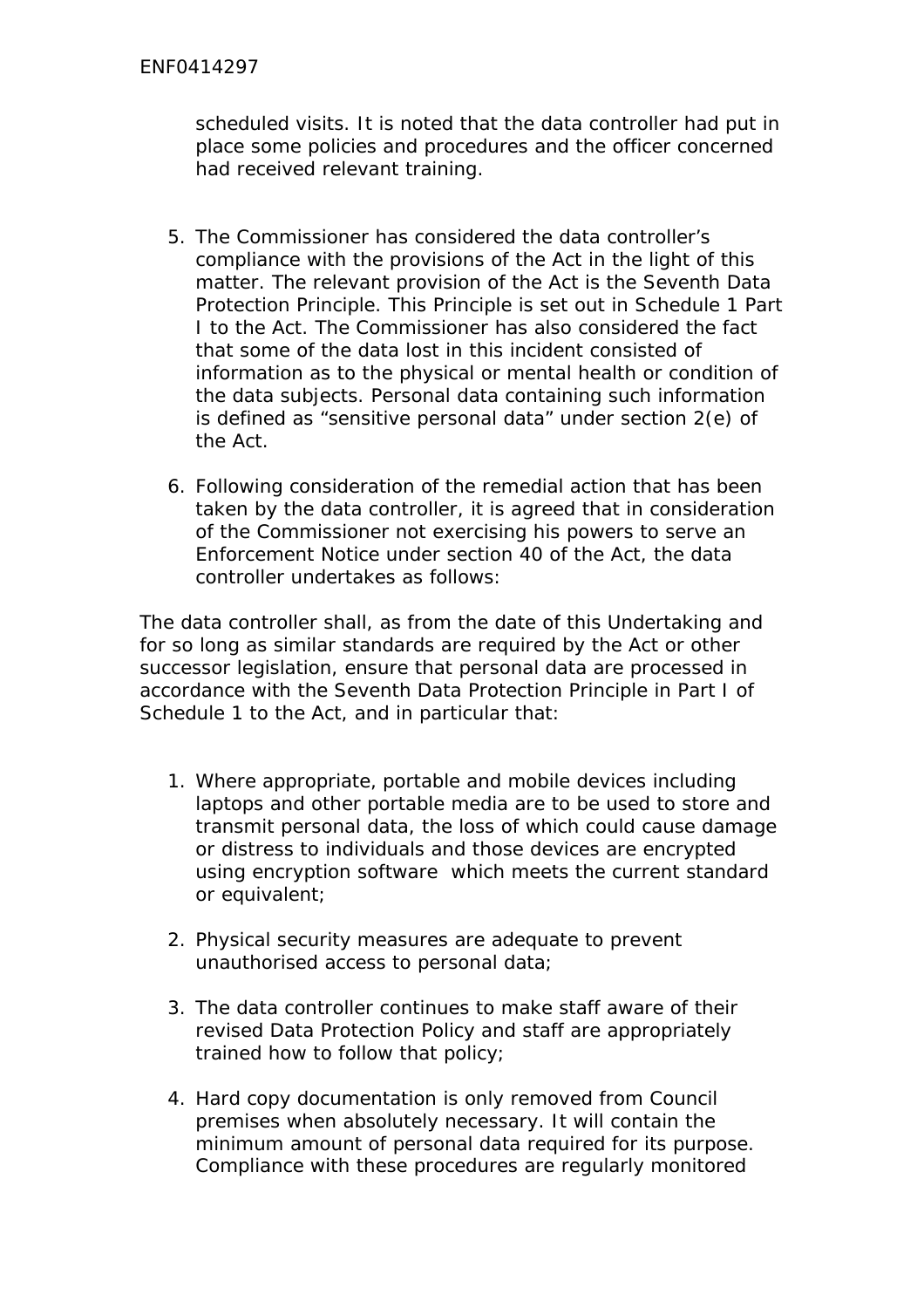scheduled visits. It is noted that the data controller had put in place some policies and procedures and the officer concerned had received relevant training.

5. The Commissioner has considered the data controller's compliance with the provisions of the Act in the light of this matter. The relevant provision of the Act is the Seventh Data Protection Principle. This Principle is set out in Schedule 1 Part I to the Act. The Commissioner has also considered the fact that some of the data lost in this incident consisted of information as to the physical or mental health or condition of the data subjects. Personal data containing such information is defined as "sensitive personal data" under section 2(e) of the Act.

6. Following consideration of the remedial action that has been taken by the data controller, it is agreed that in consideration of the Commissioner not exercising his powers to serve an Enforcement Notice under section 40 of the Act, the data controller undertakes as follows:

The data controller shall, as from the date of this Undertaking and for so long as similar standards are required by the Act or other successor legislation, ensure that personal data are processed in accordance with the Seventh Data Protection Principle in Part I of Schedule 1 to the Act, and in particular that:

1. Where appropriate, portable and mobile devices including laptops and other portable media are to be used to store and transmit personal data, the loss of which could cause damage or distress to individuals and those devices are encrypted using encryption software which meets the current standard or equivalent;

2. Physical security measures are adequate to prevent unauthorised access to personal data;

3. The data controller continues to make staff aware of their revised Data Protection Policy and staff are appropriately trained how to follow that policy;

4. Hard copy documentation is only removed from Council premises when absolutely necessary. It will contain the minimum amount of personal data required for its purpose. Compliance with these procedures are regularly monitored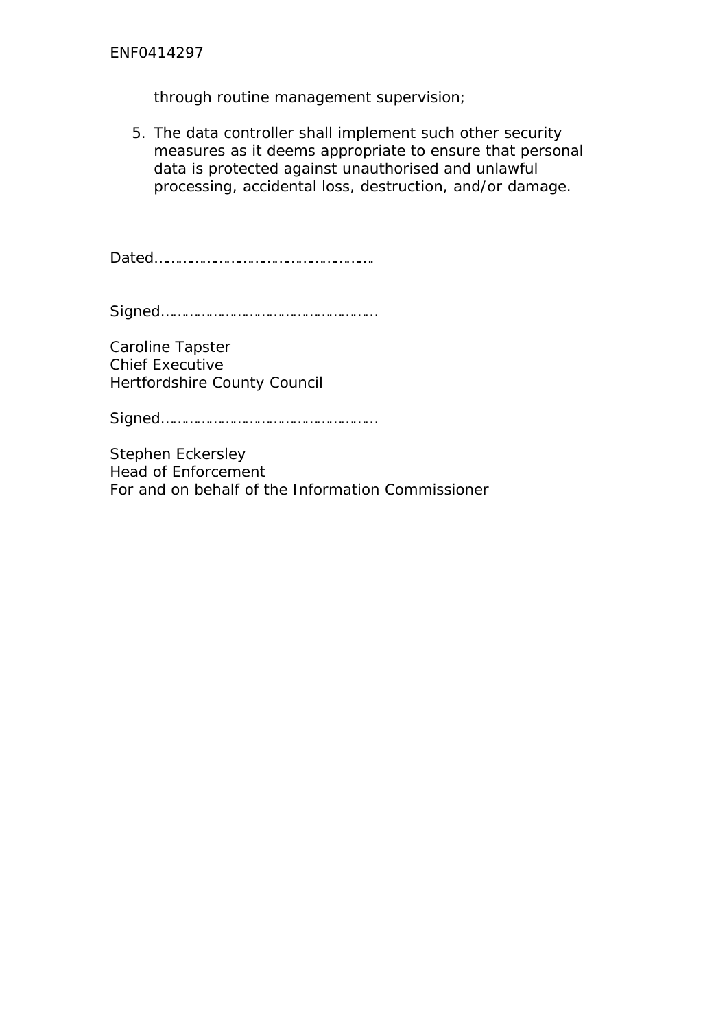through routine management supervision;

5. The data controller shall implement such other security measures as it deems appropriate to ensure that personal data is protected against unauthorised and unlawful processing, accidental loss, destruction, and/or damage.

Dated…………………………………………….

Signed…………………………………………….

Caroline Tapster
Chief Executive
Hertfordshire County Council

Signed…………………………………………….

Stephen Eckersley
Head of Enforcement
For and on behalf of the Information Commissioner